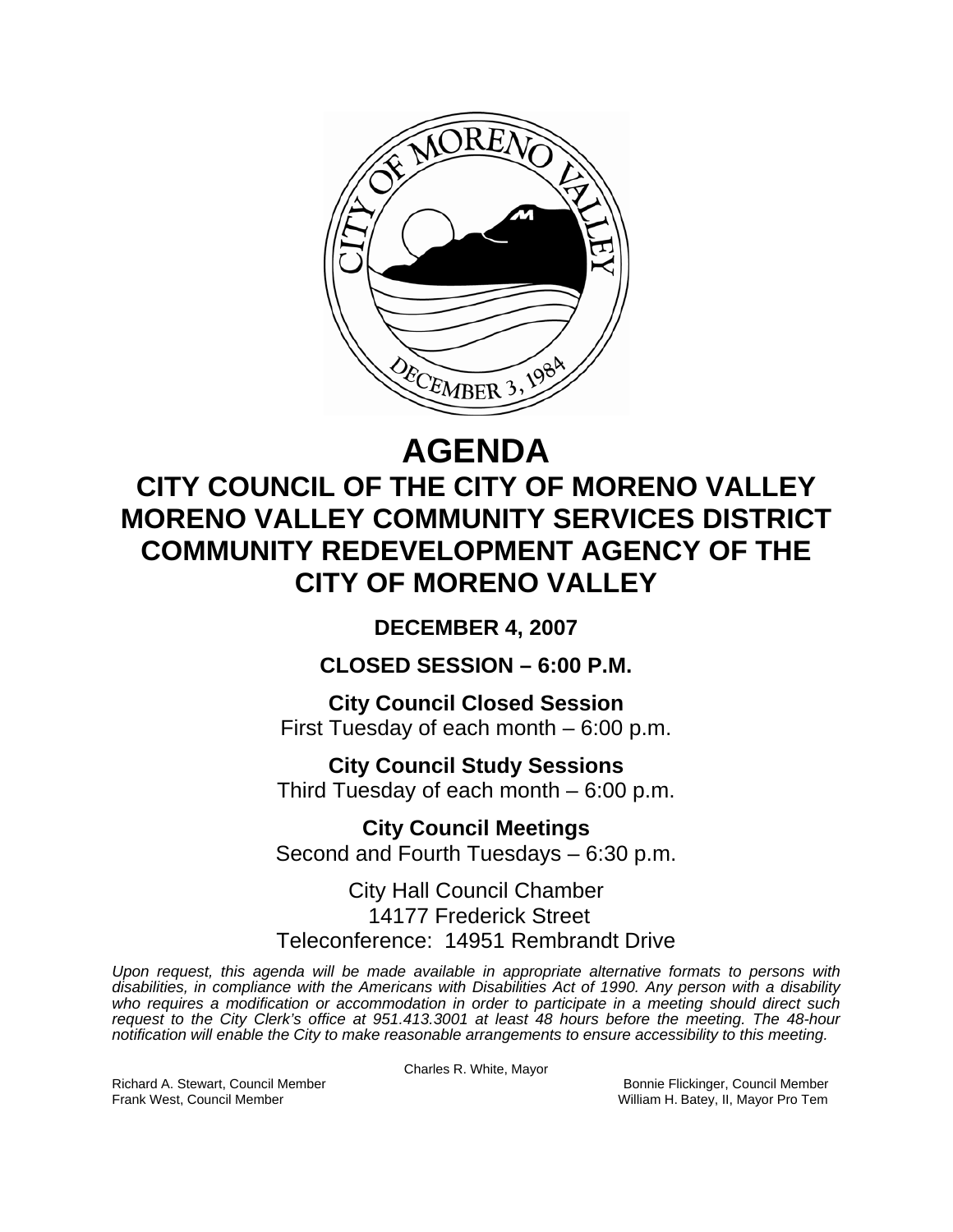# AGENDA

## CITY COUNCIL OF THE CITY OF MORENO VALLEY MORENO VALLEY COMMUNITY SERVICES DISTRICT COMMUNITY REDEVELOPMENT AGENCY OF THE CITY OF MORENO VALLEY

**DECEMBER 4, 2007**

**CLOSED SESSION – 6:00 P.M.**

**City Council Closed Session**
First Tuesday of each month – 6:00 p.m.

**City Council Study Sessions**
Third Tuesday of each month – 6:00 p.m.

**City Council Meetings**
Second and Fourth Tuesdays – 6:30 p.m.

City Hall Council Chamber
14177 Frederick Street
Teleconference: 14951 Rembrandt Drive

*Upon request, this agenda will be made available in appropriate alternative formats to persons with disabilities, in compliance with the Americans with Disabilities Act of 1990. Any person with a disability who requires a modification or accommodation in order to participate in a meeting should direct such request to the City Clerk's office at 951.413.3001 at least 48 hours before the meeting. The 48-hour notification will enable the City to make reasonable arrangements to ensure accessibility to this meeting.*

Charles R. White, Mayor

Richard A. Stewart, Council Member
Frank West, Council Member
Bonnie Flickinger, Council Member
William H. Batey, II, Mayor Pro Tem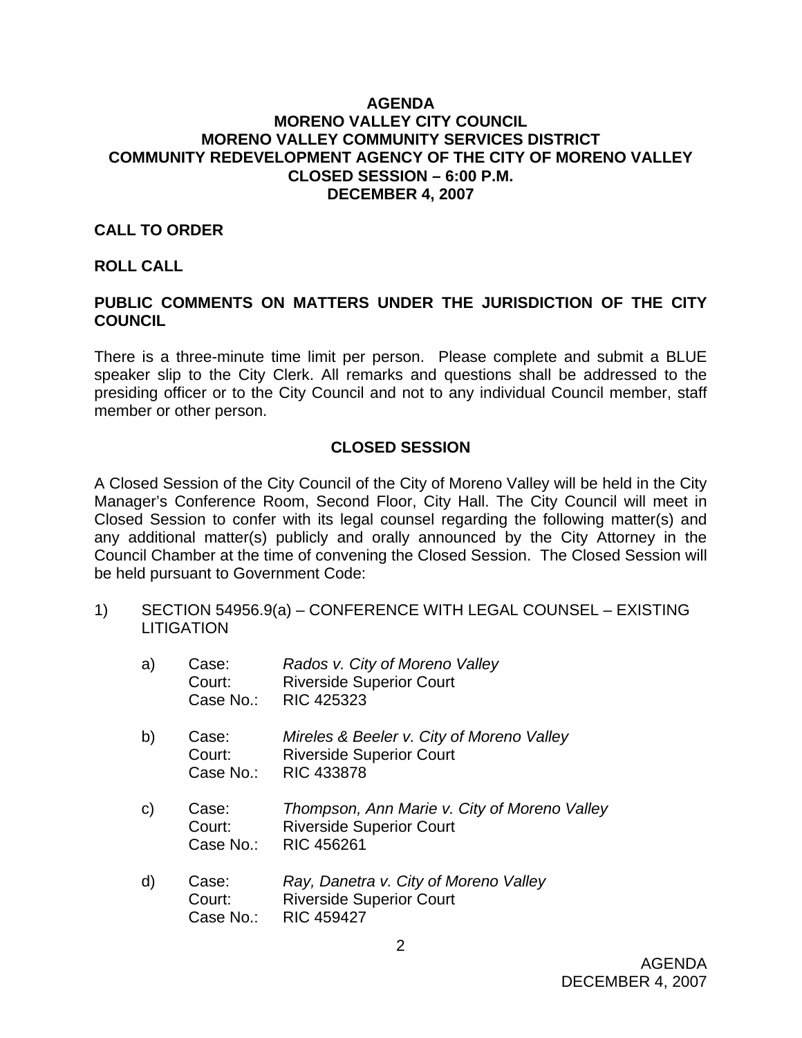**AGENDA**
**MORENO VALLEY CITY COUNCIL**
**MORENO VALLEY COMMUNITY SERVICES DISTRICT**
**COMMUNITY REDEVELOPMENT AGENCY OF THE CITY OF MORENO VALLEY**
**CLOSED SESSION – 6:00 P.M.**
**DECEMBER 4, 2007**

**CALL TO ORDER**

**ROLL CALL**

**PUBLIC COMMENTS ON MATTERS UNDER THE JURISDICTION OF THE CITY COUNCIL**

There is a three-minute time limit per person. Please complete and submit a BLUE speaker slip to the City Clerk. All remarks and questions shall be addressed to the presiding officer or to the City Council and not to any individual Council member, staff member or other person.

**CLOSED SESSION**

A Closed Session of the City Council of the City of Moreno Valley will be held in the City Manager's Conference Room, Second Floor, City Hall. The City Council will meet in Closed Session to confer with its legal counsel regarding the following matter(s) and any additional matter(s) publicly and orally announced by the City Attorney in the Council Chamber at the time of convening the Closed Session. The Closed Session will be held pursuant to Government Code:

1) SECTION 54956.9(a) – CONFERENCE WITH LEGAL COUNSEL – EXISTING LITIGATION

   a) Case: *Rados v. City of Moreno Valley*
      Court: Riverside Superior Court
      Case No.: RIC 425323

   b) Case: *Mireles & Beeler v. City of Moreno Valley*
      Court: Riverside Superior Court
      Case No.: RIC 433878

   c) Case: *Thompson, Ann Marie v. City of Moreno Valley*
      Court: Riverside Superior Court
      Case No.: RIC 456261

   d) Case: *Ray, Danetra v. City of Moreno Valley*
      Court: Riverside Superior Court
      Case No.: RIC 459427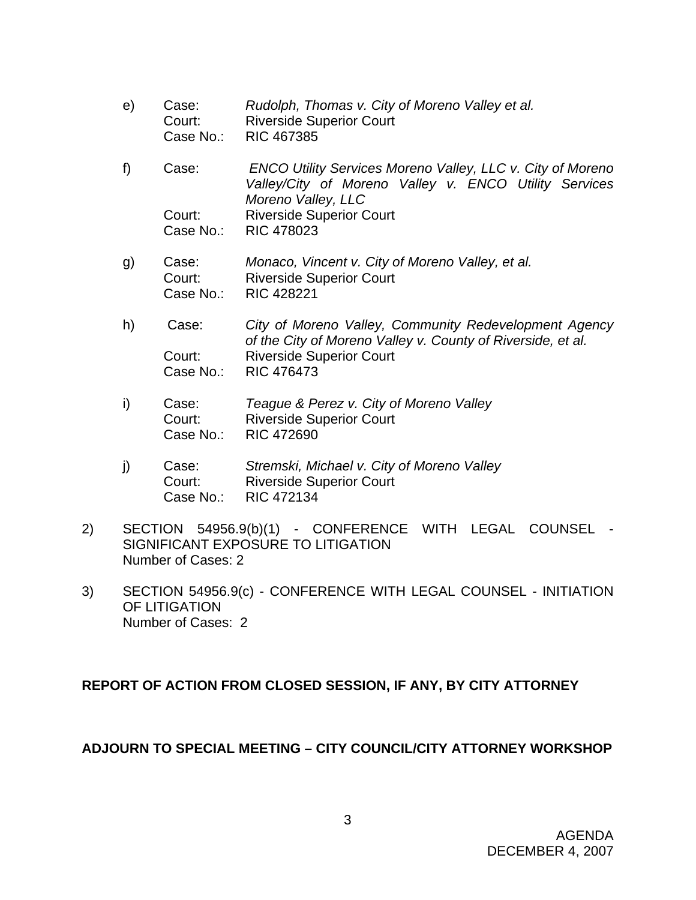e) Case: *Rudolph, Thomas v. City of Moreno Valley et al.*
   Court: Riverside Superior Court
   Case No.: RIC 467385

f) Case: *ENCO Utility Services Moreno Valley, LLC v. City of Moreno Valley/City of Moreno Valley v. ENCO Utility Services Moreno Valley, LLC*
   Court: Riverside Superior Court
   Case No.: RIC 478023

g) Case: *Monaco, Vincent v. City of Moreno Valley, et al.*
   Court: Riverside Superior Court
   Case No.: RIC 428221

h) Case: *City of Moreno Valley, Community Redevelopment Agency of the City of Moreno Valley v. County of Riverside, et al.*
   Court: Riverside Superior Court
   Case No.: RIC 476473

i) Case: *Teague & Perez v. City of Moreno Valley*
   Court: Riverside Superior Court
   Case No.: RIC 472690

j) Case: *Stremski, Michael v. City of Moreno Valley*
   Court: Riverside Superior Court
   Case No.: RIC 472134

2) SECTION 54956.9(b)(1) - CONFERENCE WITH LEGAL COUNSEL - SIGNIFICANT EXPOSURE TO LITIGATION
   Number of Cases: 2

3) SECTION 54956.9(c) - CONFERENCE WITH LEGAL COUNSEL - INITIATION OF LITIGATION
   Number of Cases: 2

**REPORT OF ACTION FROM CLOSED SESSION, IF ANY, BY CITY ATTORNEY**

**ADJOURN TO SPECIAL MEETING – CITY COUNCIL/CITY ATTORNEY WORKSHOP**